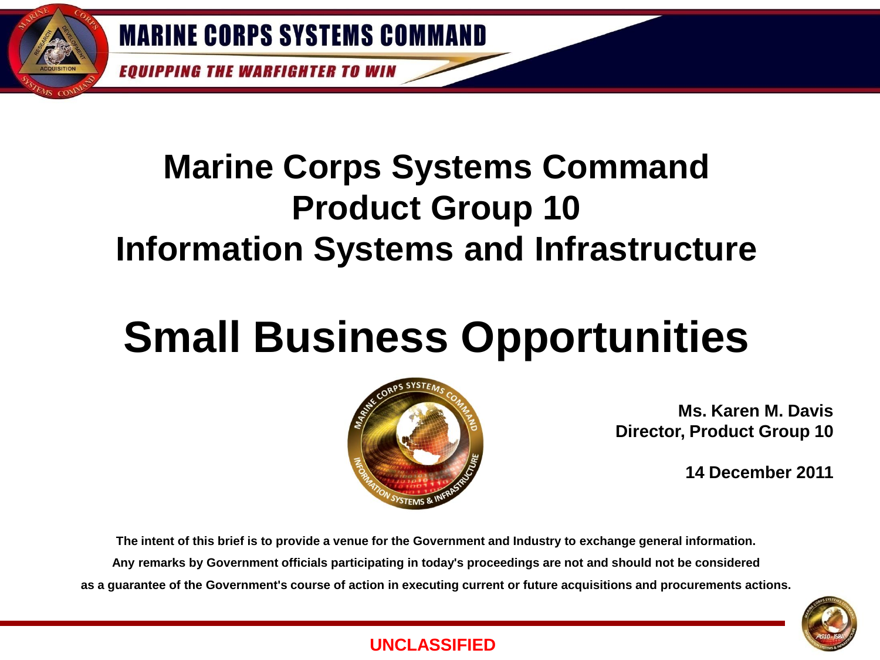# Marine Corps Systems Command
# Product Group 10
# Information Systems and Infrastructure

# Small Business Opportunities

**Ms. Karen M. Davis**
**Director, Product Group 10**

**14 December 2011**

**The intent of this brief is to provide a venue for the Government and Industry to exchange general information. Any remarks by Government officials participating in today's proceedings are not and should not be considered as a guarantee of the Government's course of action in executing current or future acquisitions and procurements actions.**

**UNCLASSIFIED**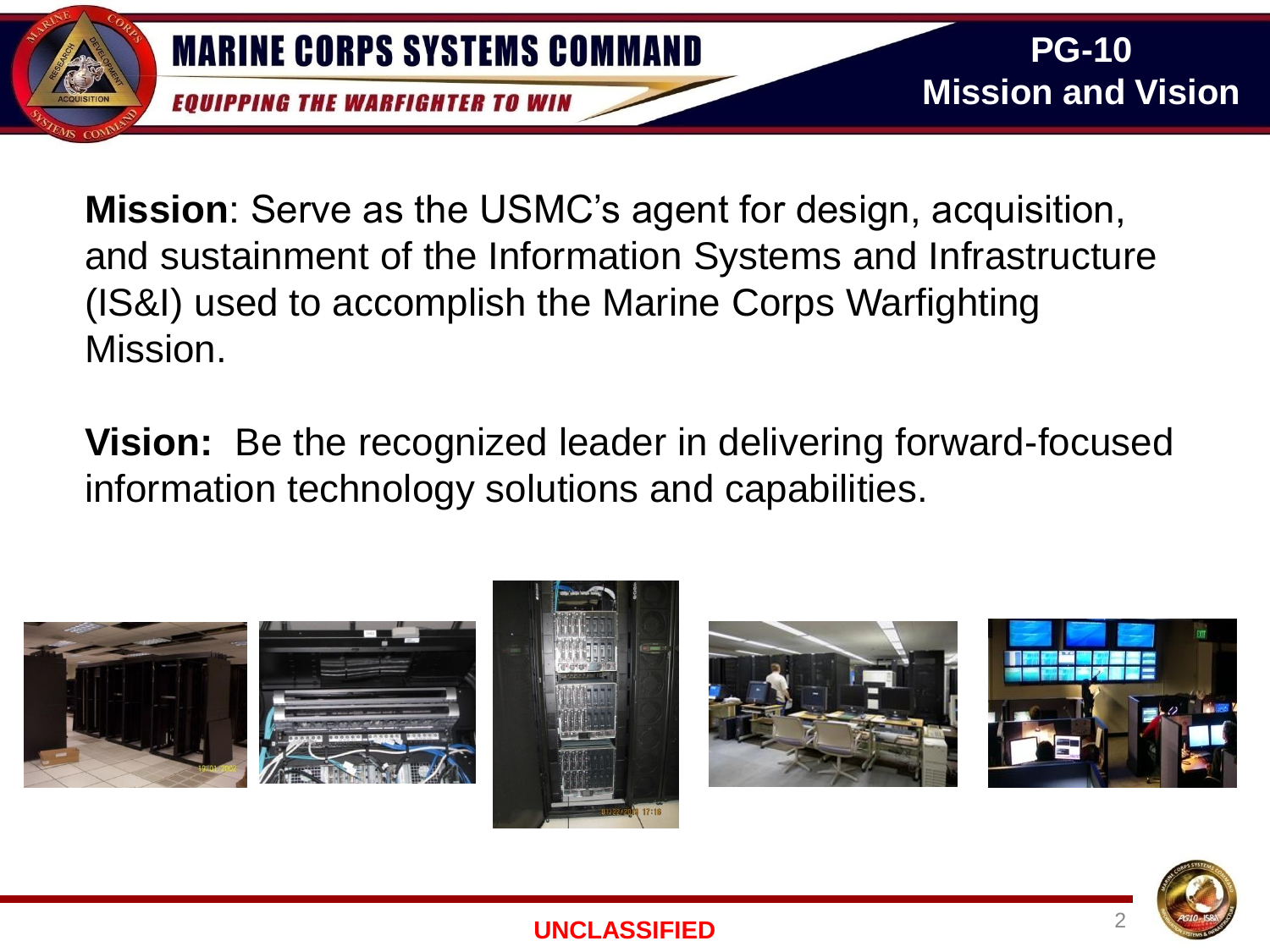# PG-10 Mission and Vision

**Mission**: Serve as the USMC's agent for design, acquisition, and sustainment of the Information Systems and Infrastructure (IS&I) used to accomplish the Marine Corps Warfighting Mission.

**Vision:** Be the recognized leader in delivering forward-focused information technology solutions and capabilities.

UNCLASSIFIED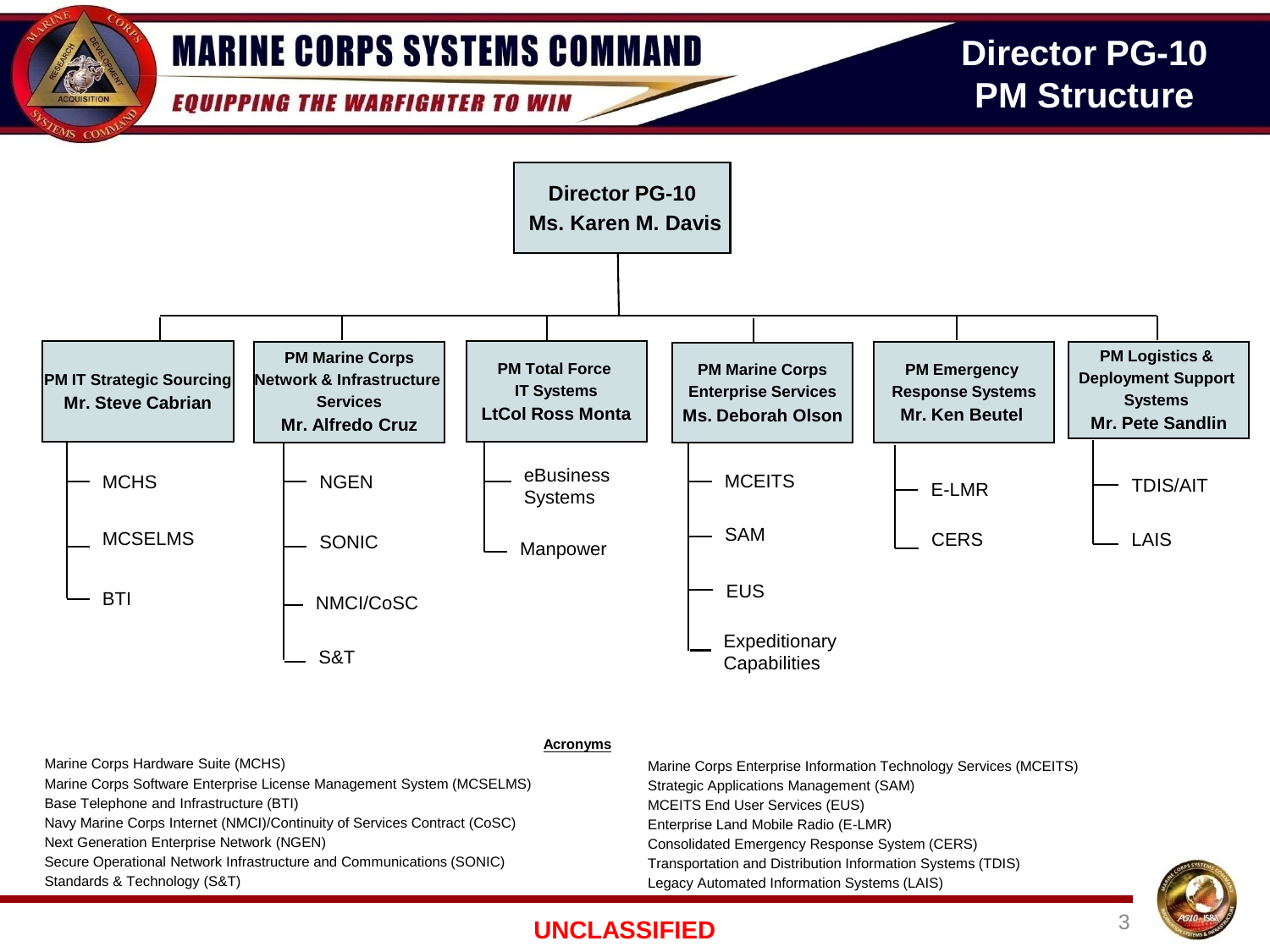# MARINE CORPS SYSTEMS COMMAND

*EQUIPPING THE WARFIGHTER TO WIN*

## Director PG-10 PM Structure

**Director PG-10**
**Ms. Karen M. Davis**

- **PM IT Strategic Sourcing** — **Mr. Steve Cabrian**
  - MCHS
  - MCSELMS
  - BTI
- **PM Marine Corps Network & Infrastructure Services** — **Mr. Alfredo Cruz**
  - NGEN
  - SONIC
  - NMCI/CoSC
  - S&T
- **PM Total Force IT Systems** — **LtCol Ross Monta**
  - eBusiness Systems
  - Manpower
- **PM Marine Corps Enterprise Services** — **Ms. Deborah Olson**
  - MCEITS
  - SAM
  - EUS
  - Expeditionary Capabilities
- **PM Emergency Response Systems** — **Mr. Ken Beutel**
  - E-LMR
  - CERS
- **PM Logistics & Deployment Support Systems** — **Mr. Pete Sandlin**
  - TDIS/AIT
  - LAIS

**Acronyms**

Marine Corps Hardware Suite (MCHS)
Marine Corps Software Enterprise License Management System (MCSELMS)
Base Telephone and Infrastructure (BTI)
Navy Marine Corps Internet (NMCI)/Continuity of Services Contract (CoSC)
Next Generation Enterprise Network (NGEN)
Secure Operational Network Infrastructure and Communications (SONIC)
Standards & Technology (S&T)
Marine Corps Enterprise Information Technology Services (MCEITS)
Strategic Applications Management (SAM)
MCEITS End User Services (EUS)
Enterprise Land Mobile Radio (E-LMR)
Consolidated Emergency Response System (CERS)
Transportation and Distribution Information Systems (TDIS)
Legacy Automated Information Systems (LAIS)

UNCLASSIFIED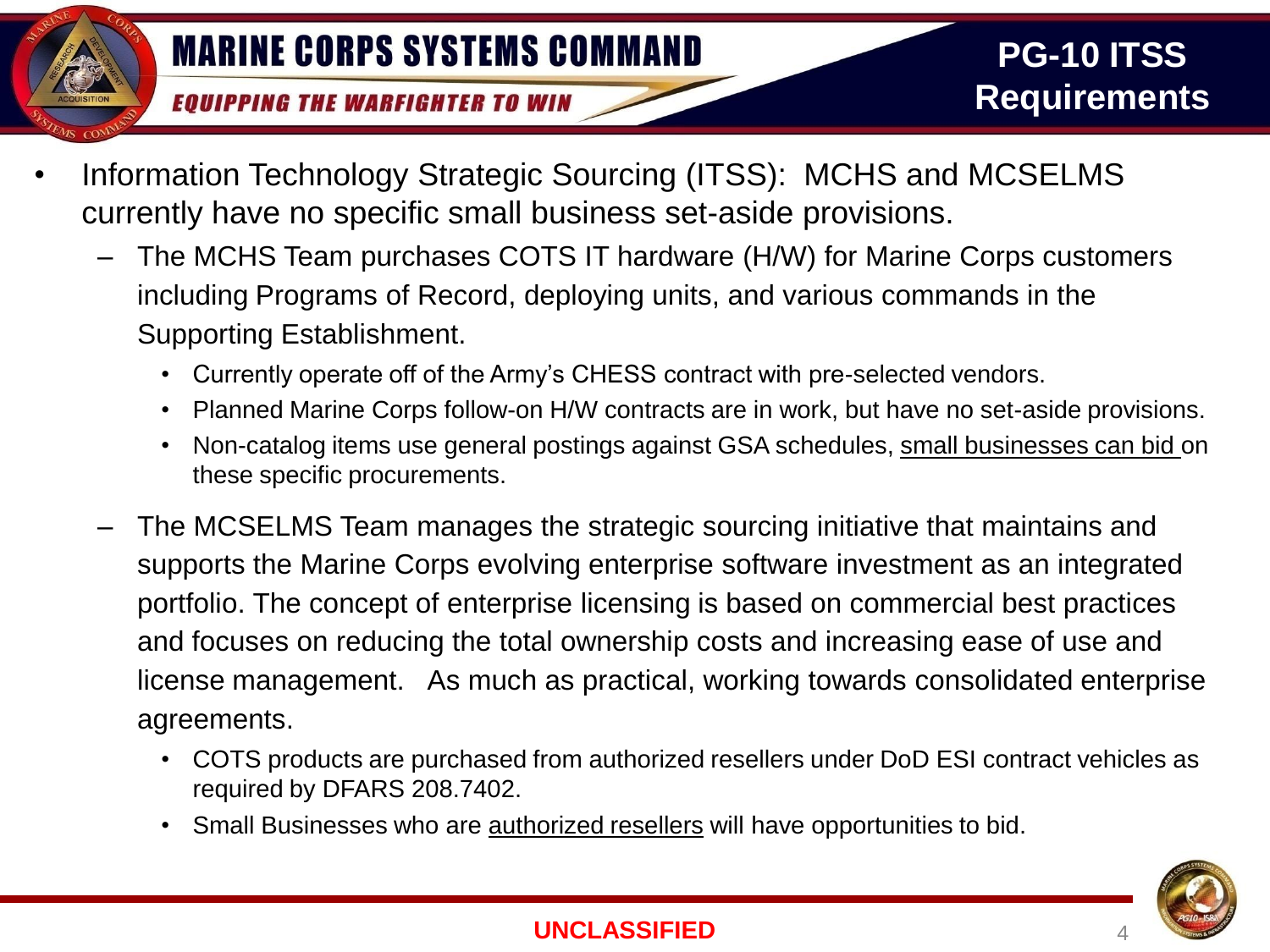# PG-10 ITSS Requirements

- Information Technology Strategic Sourcing (ITSS): MCHS and MCSELMS currently have no specific small business set-aside provisions.
  - The MCHS Team purchases COTS IT hardware (H/W) for Marine Corps customers including Programs of Record, deploying units, and various commands in the Supporting Establishment.
    - Currently operate off of the Army's CHESS contract with pre-selected vendors.
    - Planned Marine Corps follow-on H/W contracts are in work, but have no set-aside provisions.
    - Non-catalog items use general postings against GSA schedules, <u>small businesses can bid</u> on these specific procurements.
  - The MCSELMS Team manages the strategic sourcing initiative that maintains and supports the Marine Corps evolving enterprise software investment as an integrated portfolio. The concept of enterprise licensing is based on commercial best practices and focuses on reducing the total ownership costs and increasing ease of use and license management. As much as practical, working towards consolidated enterprise agreements.
    - COTS products are purchased from authorized resellers under DoD ESI contract vehicles as required by DFARS 208.7402.
    - Small Businesses who are <u>authorized resellers</u> will have opportunities to bid.

UNCLASSIFIED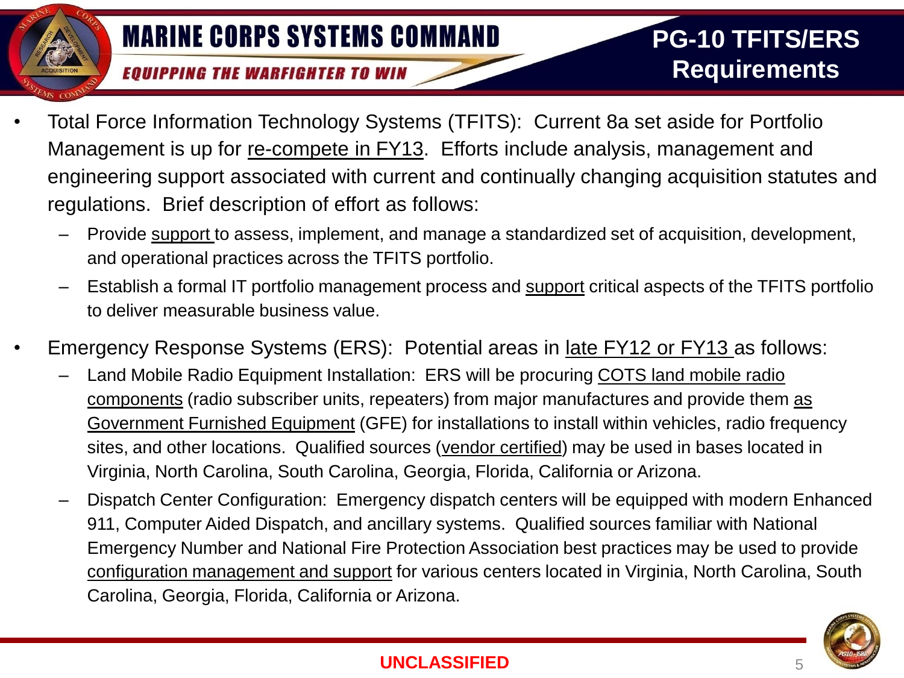# PG-10 TFITS/ERS Requirements

- Total Force Information Technology Systems (TFITS): Current 8a set aside for Portfolio Management is up for re-compete in FY13. Efforts include analysis, management and engineering support associated with current and continually changing acquisition statutes and regulations. Brief description of effort as follows:
  - Provide support to assess, implement, and manage a standardized set of acquisition, development, and operational practices across the TFITS portfolio.
  - Establish a formal IT portfolio management process and support critical aspects of the TFITS portfolio to deliver measurable business value.
- Emergency Response Systems (ERS): Potential areas in late FY12 or FY13 as follows:
  - Land Mobile Radio Equipment Installation: ERS will be procuring COTS land mobile radio components (radio subscriber units, repeaters) from major manufactures and provide them as Government Furnished Equipment (GFE) for installations to install within vehicles, radio frequency sites, and other locations. Qualified sources (vendor certified) may be used in bases located in Virginia, North Carolina, South Carolina, Georgia, Florida, California or Arizona.
  - Dispatch Center Configuration: Emergency dispatch centers will be equipped with modern Enhanced 911, Computer Aided Dispatch, and ancillary systems. Qualified sources familiar with National Emergency Number and National Fire Protection Association best practices may be used to provide configuration management and support for various centers located in Virginia, North Carolina, South Carolina, Georgia, Florida, California or Arizona.

UNCLASSIFIED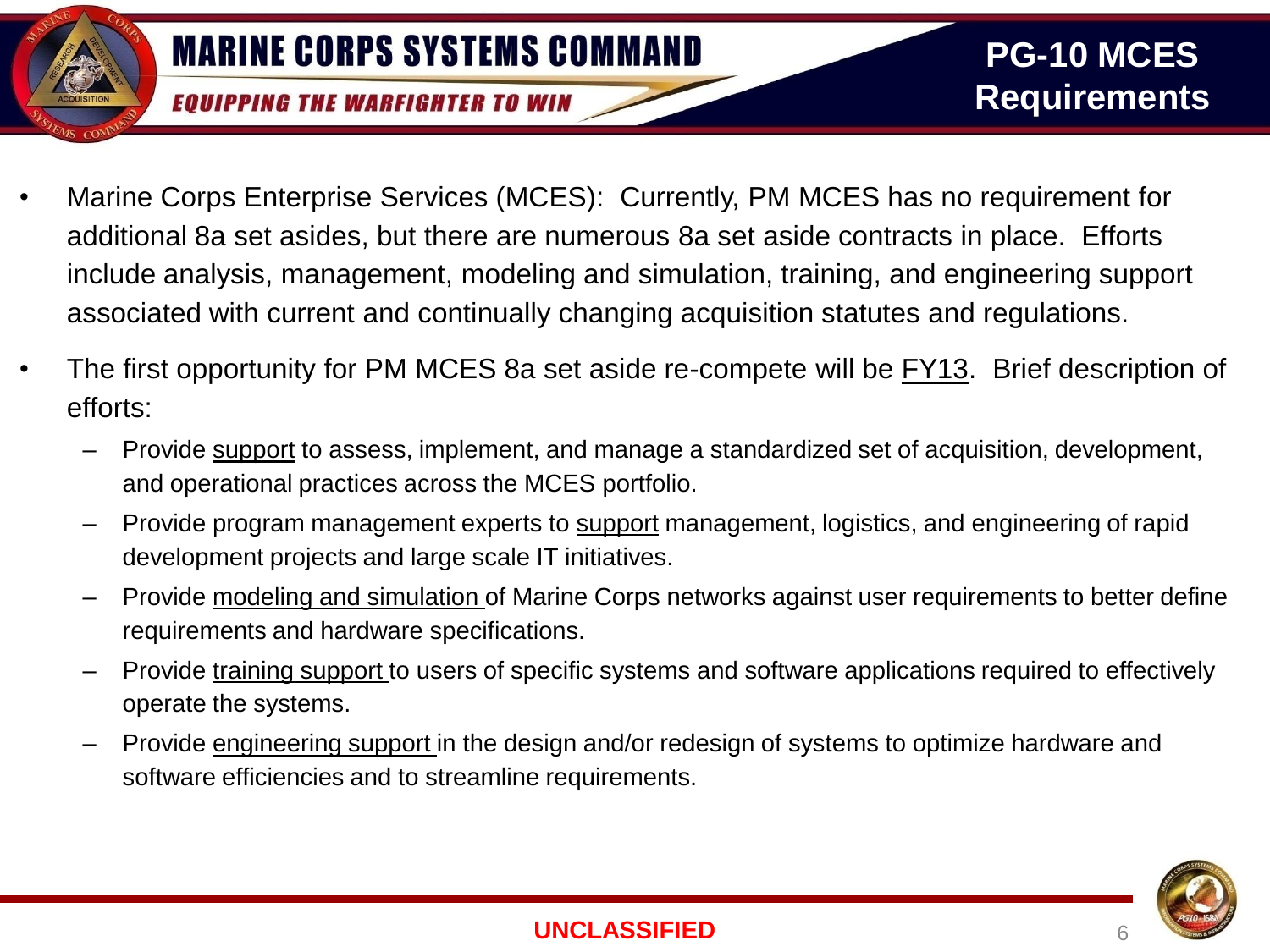# MARINE CORPS SYSTEMS COMMAND

*EQUIPPING THE WARFIGHTER TO WIN*

## PG-10 MCES Requirements

- Marine Corps Enterprise Services (MCES): Currently, PM MCES has no requirement for additional 8a set asides, but there are numerous 8a set aside contracts in place. Efforts include analysis, management, modeling and simulation, training, and engineering support associated with current and continually changing acquisition statutes and regulations.
- The first opportunity for PM MCES 8a set aside re-compete will be <u>FY13</u>. Brief description of efforts:
  - Provide <u>support</u> to assess, implement, and manage a standardized set of acquisition, development, and operational practices across the MCES portfolio.
  - Provide program management experts to <u>support</u> management, logistics, and engineering of rapid development projects and large scale IT initiatives.
  - Provide <u>modeling and simulation</u> of Marine Corps networks against user requirements to better define requirements and hardware specifications.
  - Provide <u>training support</u> to users of specific systems and software applications required to effectively operate the systems.
  - Provide <u>engineering support</u> in the design and/or redesign of systems to optimize hardware and software efficiencies and to streamline requirements.

UNCLASSIFIED